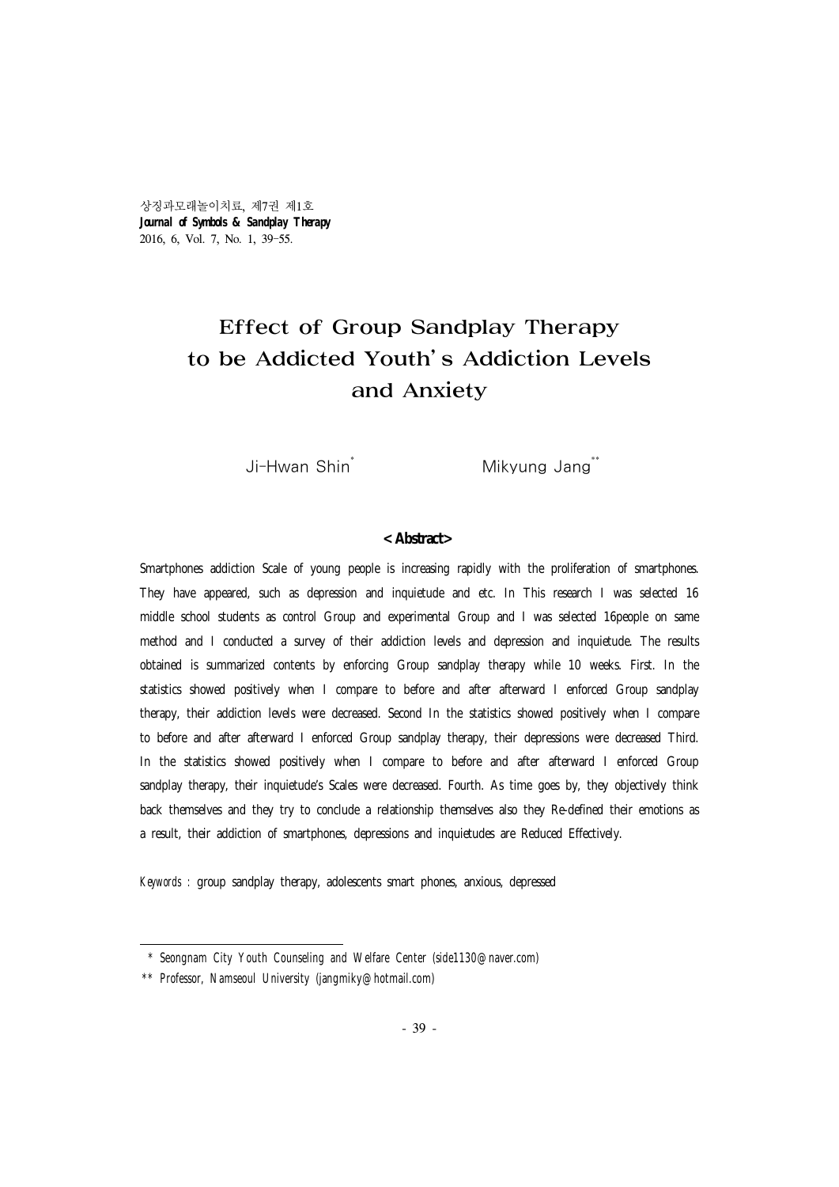# Effect of Group Sandplay Therapy to be Addicted Youth's Addiction Levels and Anxiety

Ji-Hwan Shin[*] Mikyung Jang[**]

## < Abstract>

Smartphones addiction Scale of young people is increasing rapidly with the proliferation of smartphones. They have appeared, such as depression and inquietude and etc. In This research I was selected 16 middle school students as control Group and experimental Group and I was selected 16people on same method and I conducted a survey of their addiction levels and depression and inquietude. The results obtained is summarized contents by enforcing Group sandplay therapy while 10 weeks. First. In the statistics showed positively when I compare to before and after afterward I enforced Group sandplay therapy, their addiction levels were decreased. Second In the statistics showed positively when I compare to before and after afterward I enforced Group sandplay therapy, their depressions were decreased Third. In the statistics showed positively when I compare to before and after afterward I enforced Group sandplay therapy, their inquietude's Scales were decreased. Fourth. As time goes by, they objectively think back themselves and they try to conclude a relationship themselves also they Re-defined their emotions as a result, their addiction of smartphones, depressions and inquietudes are Reduced Effectively.

*Keywords* : group sandplay therapy, adolescents smart phones, anxious, depressed

---

\* Seongnam City Youth Counseling and Welfare Center (side1130@naver.com)

\*\* Professor, Namseoul University (jangmiky@hotmail.com)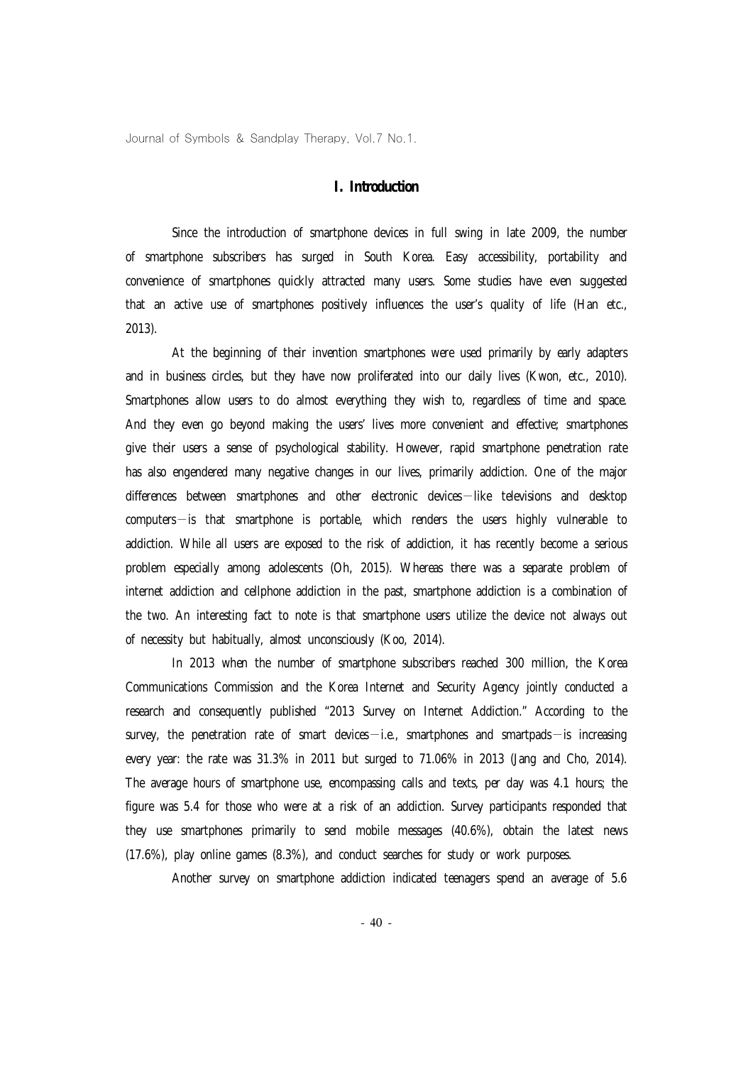# I. Introduction

Since the introduction of smartphone devices in full swing in late 2009, the number of smartphone subscribers has surged in South Korea. Easy accessibility, portability and convenience of smartphones quickly attracted many users. Some studies have even suggested that an active use of smartphones positively influences the user's quality of life (Han etc., 2013).

At the beginning of their invention smartphones were used primarily by early adapters and in business circles, but they have now proliferated into our daily lives (Kwon, etc., 2010). Smartphones allow users to do almost everything they wish to, regardless of time and space. And they even go beyond making the users' lives more convenient and effective; smartphones give their users a sense of psychological stability. However, rapid smartphone penetration rate has also engendered many negative changes in our lives, primarily addiction. One of the major differences between smartphones and other electronic devices—like televisions and desktop computers—is that smartphone is portable, which renders the users highly vulnerable to addiction. While all users are exposed to the risk of addiction, it has recently become a serious problem especially among adolescents (Oh, 2015). Whereas there was a separate problem of internet addiction and cellphone addiction in the past, smartphone addiction is a combination of the two. An interesting fact to note is that smartphone users utilize the device not always out of necessity but habitually, almost unconsciously (Koo, 2014).

In 2013 when the number of smartphone subscribers reached 300 million, the Korea Communications Commission and the Korea Internet and Security Agency jointly conducted a research and consequently published "2013 Survey on Internet Addiction." According to the survey, the penetration rate of smart devices—i.e., smartphones and smartpads—is increasing every year: the rate was 31.3% in 2011 but surged to 71.06% in 2013 (Jang and Cho, 2014). The average hours of smartphone use, encompassing calls and texts, per day was 4.1 hours; the figure was 5.4 for those who were at a risk of an addiction. Survey participants responded that they use smartphones primarily to send mobile messages (40.6%), obtain the latest news (17.6%), play online games (8.3%), and conduct searches for study or work purposes.

Another survey on smartphone addiction indicated teenagers spend an average of 5.6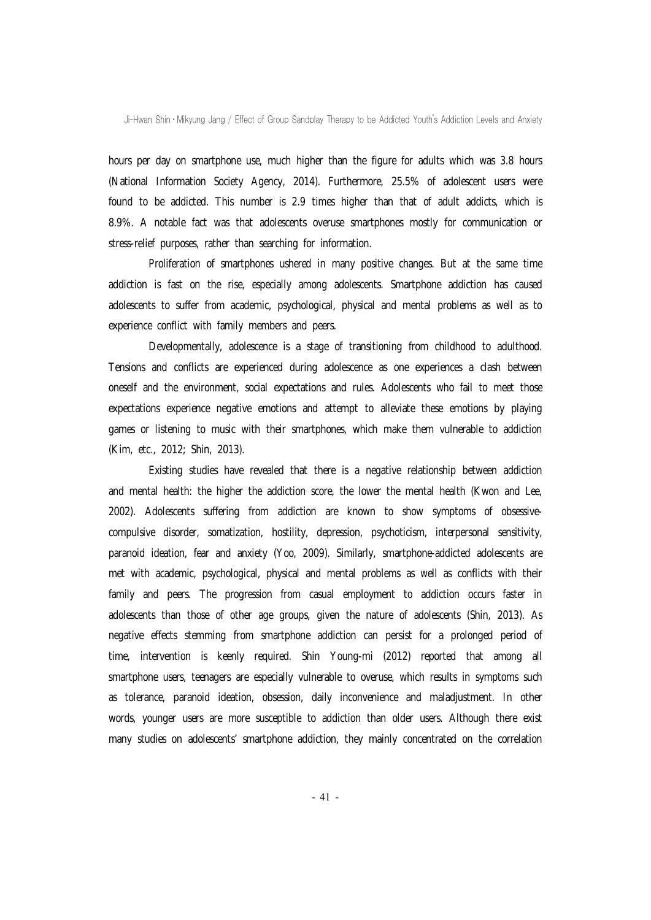hours per day on smartphone use, much higher than the figure for adults which was 3.8 hours (National Information Society Agency, 2014). Furthermore, 25.5% of adolescent users were found to be addicted. This number is 2.9 times higher than that of adult addicts, which is 8.9%. A notable fact was that adolescents overuse smartphones mostly for communication or stress-relief purposes, rather than searching for information.

Proliferation of smartphones ushered in many positive changes. But at the same time addiction is fast on the rise, especially among adolescents. Smartphone addiction has caused adolescents to suffer from academic, psychological, physical and mental problems as well as to experience conflict with family members and peers.

Developmentally, adolescence is a stage of transitioning from childhood to adulthood. Tensions and conflicts are experienced during adolescence as one experiences a clash between oneself and the environment, social expectations and rules. Adolescents who fail to meet those expectations experience negative emotions and attempt to alleviate these emotions by playing games or listening to music with their smartphones, which make them vulnerable to addiction (Kim, etc., 2012; Shin, 2013).

Existing studies have revealed that there is a negative relationship between addiction and mental health: the higher the addiction score, the lower the mental health (Kwon and Lee, 2002). Adolescents suffering from addiction are known to show symptoms of obsessive-compulsive disorder, somatization, hostility, depression, psychoticism, interpersonal sensitivity, paranoid ideation, fear and anxiety (Yoo, 2009). Similarly, smartphone-addicted adolescents are met with academic, psychological, physical and mental problems as well as conflicts with their family and peers. The progression from casual employment to addiction occurs faster in adolescents than those of other age groups, given the nature of adolescents (Shin, 2013). As negative effects stemming from smartphone addiction can persist for a prolonged period of time, intervention is keenly required. Shin Young-mi (2012) reported that among all smartphone users, teenagers are especially vulnerable to overuse, which results in symptoms such as tolerance, paranoid ideation, obsession, daily inconvenience and maladjustment. In other words, younger users are more susceptible to addiction than older users. Although there exist many studies on adolescents' smartphone addiction, they mainly concentrated on the correlation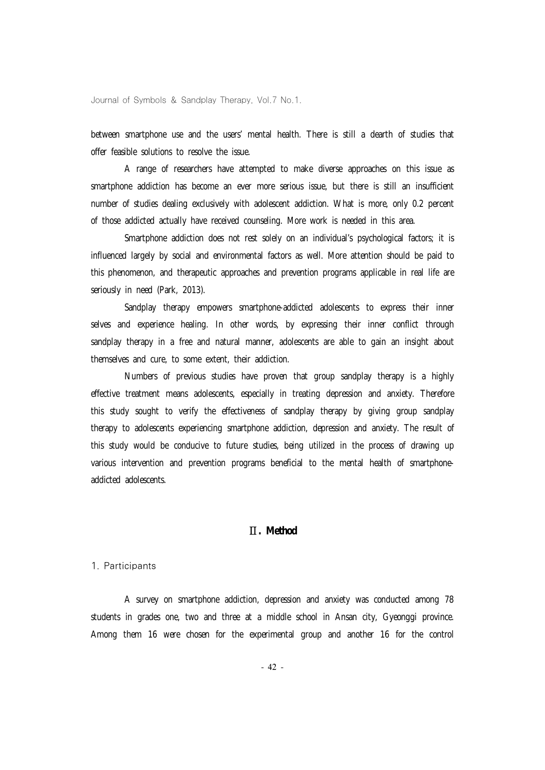between smartphone use and the users' mental health. There is still a dearth of studies that offer feasible solutions to resolve the issue.

A range of researchers have attempted to make diverse approaches on this issue as smartphone addiction has become an ever more serious issue, but there is still an insufficient number of studies dealing exclusively with adolescent addiction. What is more, only 0.2 percent of those addicted actually have received counseling. More work is needed in this area.

Smartphone addiction does not rest solely on an individual's psychological factors; it is influenced largely by social and environmental factors as well. More attention should be paid to this phenomenon, and therapeutic approaches and prevention programs applicable in real life are seriously in need (Park, 2013).

Sandplay therapy empowers smartphone-addicted adolescents to express their inner selves and experience healing. In other words, by expressing their inner conflict through sandplay therapy in a free and natural manner, adolescents are able to gain an insight about themselves and cure, to some extent, their addiction.

Numbers of previous studies have proven that group sandplay therapy is a highly effective treatment means adolescents, especially in treating depression and anxiety. Therefore this study sought to verify the effectiveness of sandplay therapy by giving group sandplay therapy to adolescents experiencing smartphone addiction, depression and anxiety. The result of this study would be conducive to future studies, being utilized in the process of drawing up various intervention and prevention programs beneficial to the mental health of smartphone-addicted adolescents.

## Ⅱ. Method

### 1. Participants

A survey on smartphone addiction, depression and anxiety was conducted among 78 students in grades one, two and three at a middle school in Ansan city, Gyeonggi province. Among them 16 were chosen for the experimental group and another 16 for the control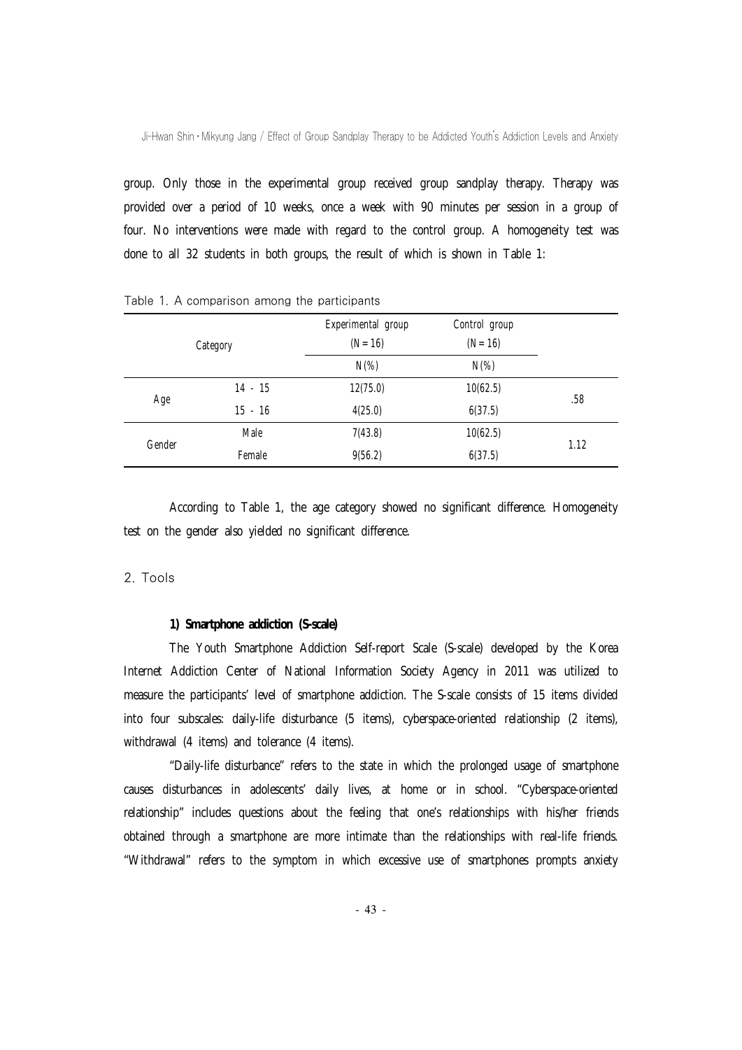group. Only those in the experimental group received group sandplay therapy. Therapy was provided over a period of 10 weeks, once a week with 90 minutes per session in a group of four. No interventions were made with regard to the control group. A homogeneity test was done to all 32 students in both groups, the result of which is shown in Table 1:

Table 1. A comparison among the participants

| Category | | Experimental group (N = 16) | Control group (N = 16) | |
|---|---|---|---|---|
| | | N(%) | N(%) | |
| Age | 14 - 15 | 12(75.0) | 10(62.5) | .58 |
| | 15 - 16 | 4(25.0) | 6(37.5) | |
| Gender | Male | 7(43.8) | 10(62.5) | 1.12 |
| | Female | 9(56.2) | 6(37.5) | |

According to Table 1, the age category showed no significant difference. Homogeneity test on the gender also yielded no significant difference.

## 2. Tools

### 1) Smartphone addiction (S-scale)

The Youth Smartphone Addiction Self-report Scale (S-scale) developed by the Korea Internet Addiction Center of National Information Society Agency in 2011 was utilized to measure the participants' level of smartphone addiction. The S-scale consists of 15 items divided into four subscales: daily-life disturbance (5 items), cyberspace-oriented relationship (2 items), withdrawal (4 items) and tolerance (4 items).

"Daily-life disturbance" refers to the state in which the prolonged usage of smartphone causes disturbances in adolescents' daily lives, at home or in school. "Cyberspace-oriented relationship" includes questions about the feeling that one's relationships with his/her friends obtained through a smartphone are more intimate than the relationships with real-life friends. "Withdrawal" refers to the symptom in which excessive use of smartphones prompts anxiety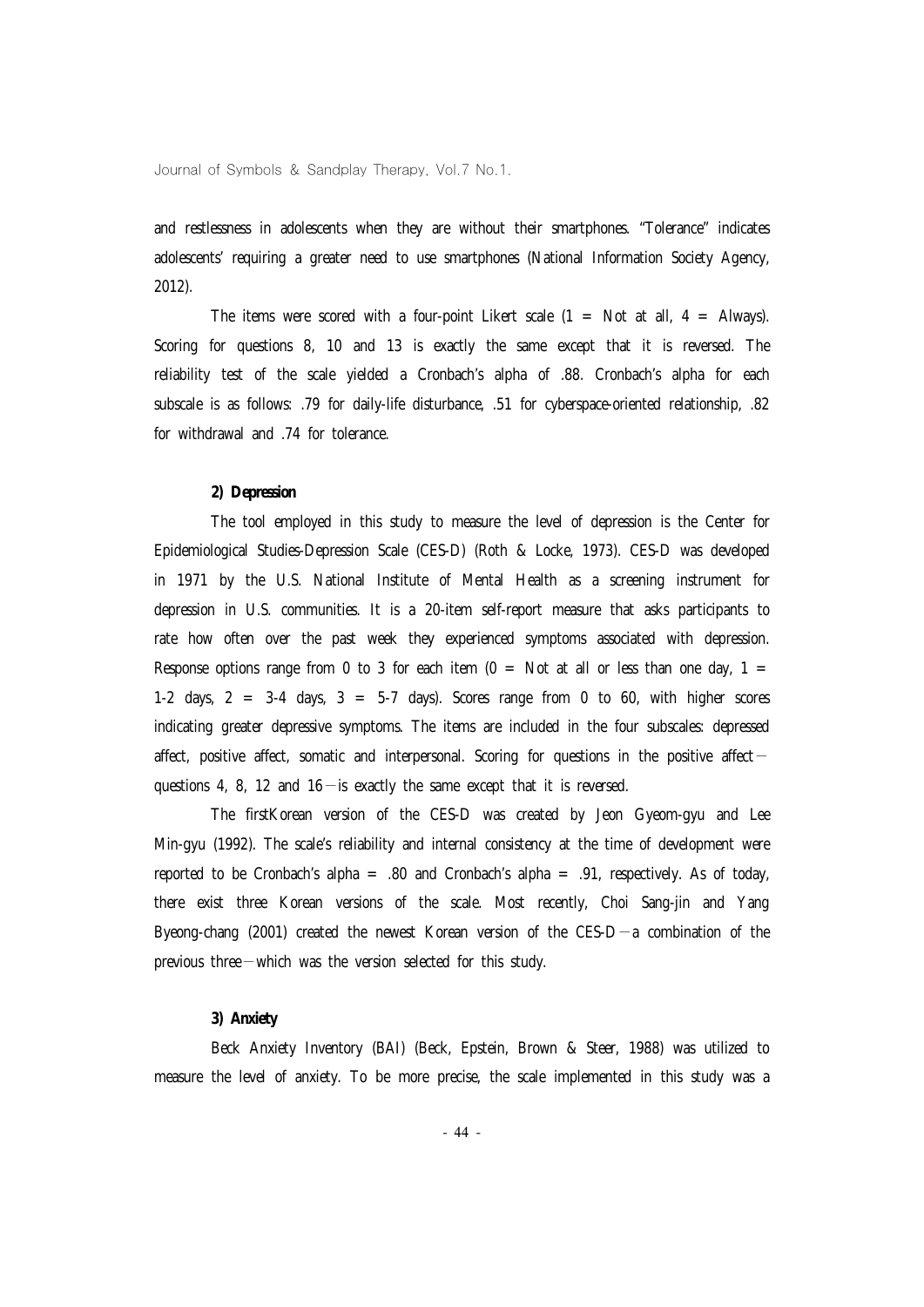and restlessness in adolescents when they are without their smartphones. "Tolerance" indicates adolescents' requiring a greater need to use smartphones (National Information Society Agency, 2012).

The items were scored with a four-point Likert scale (1 = Not at all, 4 = Always). Scoring for questions 8, 10 and 13 is exactly the same except that it is reversed. The reliability test of the scale yielded a Cronbach's alpha of .88. Cronbach's alpha for each subscale is as follows: .79 for daily-life disturbance, .51 for cyberspace-oriented relationship, .82 for withdrawal and .74 for tolerance.

### 2) Depression

The tool employed in this study to measure the level of depression is the Center for Epidemiological Studies-Depression Scale (CES-D) (Roth & Locke, 1973). CES-D was developed in 1971 by the U.S. National Institute of Mental Health as a screening instrument for depression in U.S. communities. It is a 20-item self-report measure that asks participants to rate how often over the past week they experienced symptoms associated with depression. Response options range from 0 to 3 for each item (0 = Not at all or less than one day, 1 = 1-2 days, 2 = 3-4 days, 3 = 5-7 days). Scores range from 0 to 60, with higher scores indicating greater depressive symptoms. The items are included in the four subscales: depressed affect, positive affect, somatic and interpersonal. Scoring for questions in the positive affect—questions 4, 8, 12 and 16—is exactly the same except that it is reversed.

The firstKorean version of the CES-D was created by Jeon Gyeom-gyu and Lee Min-gyu (1992). The scale's reliability and internal consistency at the time of development were reported to be Cronbach's alpha = .80 and Cronbach's alpha = .91, respectively. As of today, there exist three Korean versions of the scale. Most recently, Choi Sang-jin and Yang Byeong-chang (2001) created the newest Korean version of the CES-D—a combination of the previous three—which was the version selected for this study.

### 3) Anxiety

Beck Anxiety Inventory (BAI) (Beck, Epstein, Brown & Steer, 1988) was utilized to measure the level of anxiety. To be more precise, the scale implemented in this study was a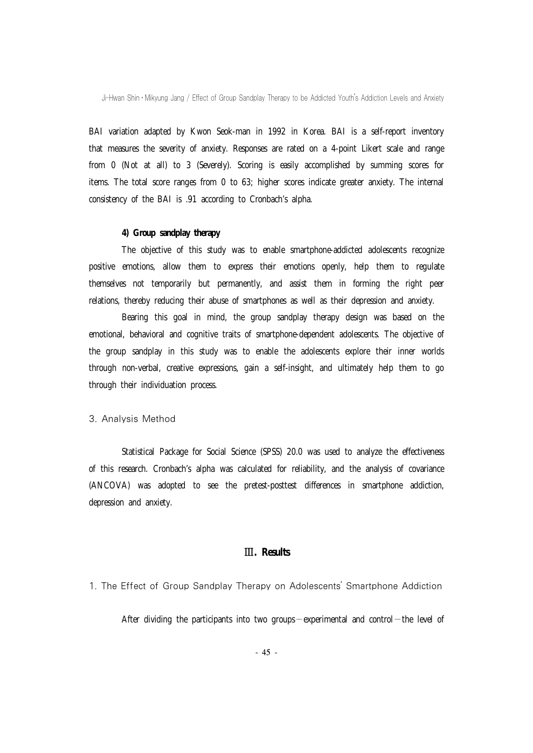BAI variation adapted by Kwon Seok-man in 1992 in Korea. BAI is a self-report inventory that measures the severity of anxiety. Responses are rated on a 4-point Likert scale and range from 0 (Not at all) to 3 (Severely). Scoring is easily accomplished by summing scores for items. The total score ranges from 0 to 63; higher scores indicate greater anxiety. The internal consistency of the BAI is .91 according to Cronbach's alpha.

#### 4) Group sandplay therapy

The objective of this study was to enable smartphone-addicted adolescents recognize positive emotions, allow them to express their emotions openly, help them to regulate themselves not temporarily but permanently, and assist them in forming the right peer relations, thereby reducing their abuse of smartphones as well as their depression and anxiety.

Bearing this goal in mind, the group sandplay therapy design was based on the emotional, behavioral and cognitive traits of smartphone-dependent adolescents. The objective of the group sandplay in this study was to enable the adolescents explore their inner worlds through non-verbal, creative expressions, gain a self-insight, and ultimately help them to go through their individuation process.

### 3. Analysis Method

Statistical Package for Social Science (SPSS) 20.0 was used to analyze the effectiveness of this research. Cronbach's alpha was calculated for reliability, and the analysis of covariance (ANCOVA) was adopted to see the pretest-posttest differences in smartphone addiction, depression and anxiety.

## Ⅲ. Results

### 1. The Effect of Group Sandplay Therapy on Adolescents' Smartphone Addiction

After dividing the participants into two groups—experimental and control—the level of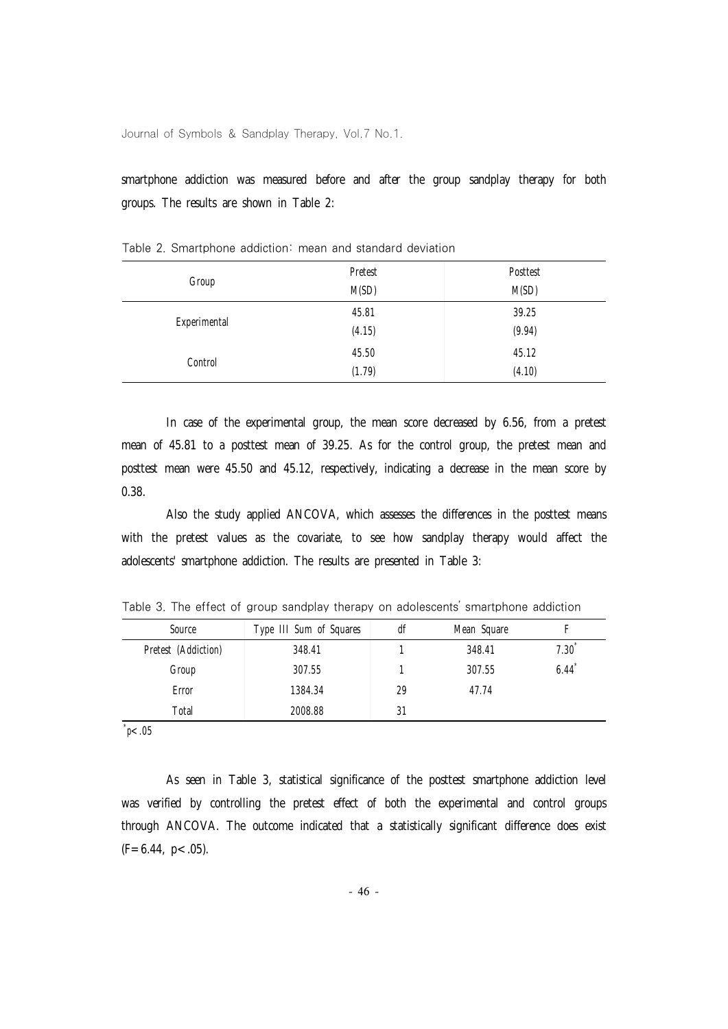smartphone addiction was measured before and after the group sandplay therapy for both groups. The results are shown in Table 2:

Table 2. Smartphone addiction: mean and standard deviation

| Group | Pretest M(SD) | Posttest M(SD) |
|---|---|---|
| Experimental | 45.81 (4.15) | 39.25 (9.94) |
| Control | 45.50 (1.79) | 45.12 (4.10) |

In case of the experimental group, the mean score decreased by 6.56, from a pretest mean of 45.81 to a posttest mean of 39.25. As for the control group, the pretest mean and posttest mean were 45.50 and 45.12, respectively, indicating a decrease in the mean score by 0.38.

Also the study applied ANCOVA, which assesses the differences in the posttest means with the pretest values as the covariate, to see how sandplay therapy would affect the adolescents' smartphone addiction. The results are presented in Table 3:

Table 3. The effect of group sandplay therapy on adolescents' smartphone addiction

| Source | Type III Sum of Squares | df | Mean Square | F |
|---|---|---|---|---|
| Pretest (Addiction) | 348.41 | 1 | 348.41 | 7.30* |
| Group | 307.55 | 1 | 307.55 | 6.44* |
| Error | 1384.34 | 29 | 47.74 | |
| Total | 2008.88 | 31 | | |

*$p < .05$

As seen in Table 3, statistical significance of the posttest smartphone addiction level was verified by controlling the pretest effect of both the experimental and control groups through ANCOVA. The outcome indicated that a statistically significant difference does exist ($F = 6.44$, $p < .05$).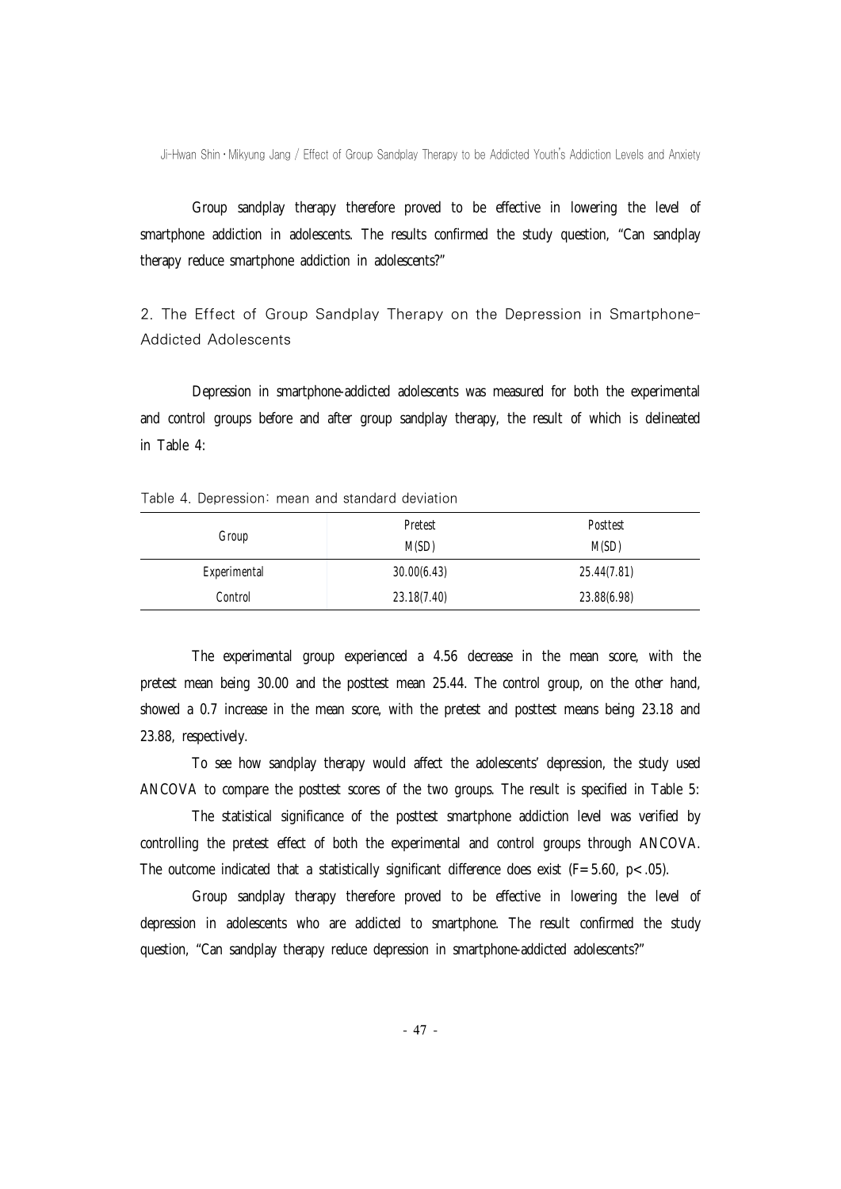Group sandplay therapy therefore proved to be effective in lowering the level of smartphone addiction in adolescents. The results confirmed the study question, "Can sandplay therapy reduce smartphone addiction in adolescents?"

## 2. The Effect of Group Sandplay Therapy on the Depression in Smartphone-Addicted Adolescents

Depression in smartphone-addicted adolescents was measured for both the experimental and control groups before and after group sandplay therapy, the result of which is delineated in Table 4:

Table 4. Depression: mean and standard deviation

| Group | Pretest<br>M(SD) | Posttest<br>M(SD) |
|---|---|---|
| Experimental | 30.00(6.43) | 25.44(7.81) |
| Control | 23.18(7.40) | 23.88(6.98) |

The experimental group experienced a 4.56 decrease in the mean score, with the pretest mean being 30.00 and the posttest mean 25.44. The control group, on the other hand, showed a 0.7 increase in the mean score, with the pretest and posttest means being 23.18 and 23.88, respectively.

To see how sandplay therapy would affect the adolescents' depression, the study used ANCOVA to compare the posttest scores of the two groups. The result is specified in Table 5:

The statistical significance of the posttest smartphone addiction level was verified by controlling the pretest effect of both the experimental and control groups through ANCOVA. The outcome indicated that a statistically significant difference does exist ($F=5.60$, $p<.05$).

Group sandplay therapy therefore proved to be effective in lowering the level of depression in adolescents who are addicted to smartphone. The result confirmed the study question, "Can sandplay therapy reduce depression in smartphone-addicted adolescents?"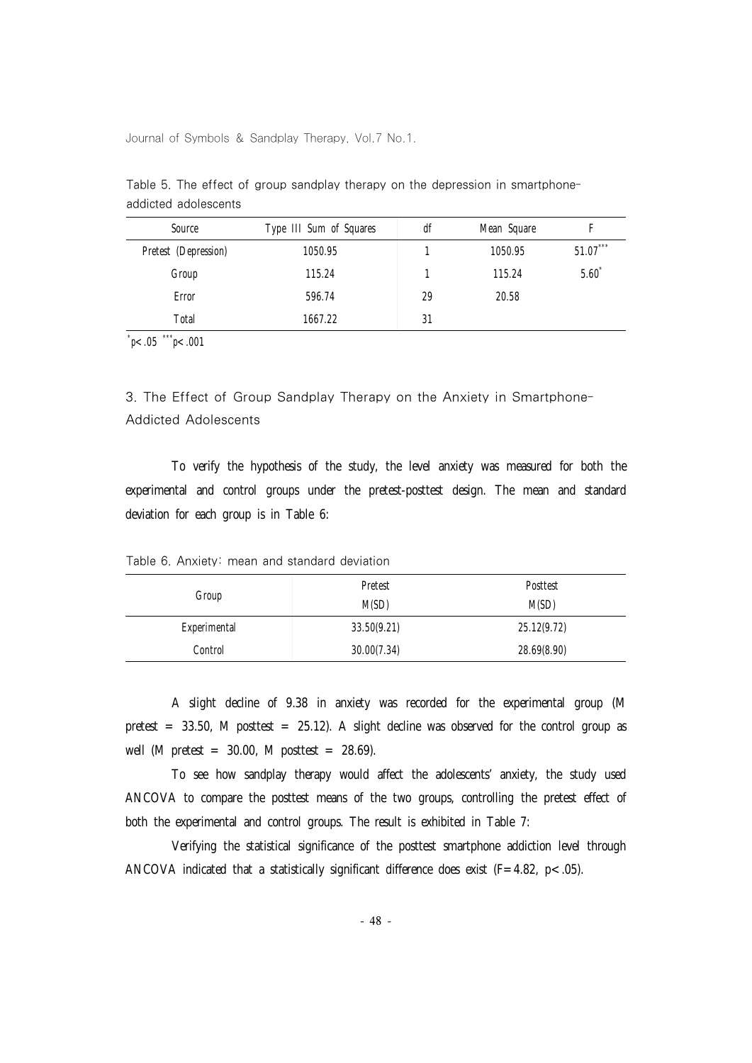Table 5. The effect of group sandplay therapy on the depression in smartphone-addicted adolescents

| Source | Type III Sum of Squares | df | Mean Square | F |
|---|---|---|---|---|
| Pretest (Depression) | 1050.95 | 1 | 1050.95 | 51.07*** |
| Group | 115.24 | 1 | 115.24 | 5.60* |
| Error | 596.74 | 29 | 20.58 | |
| Total | 1667.22 | 31 | | |

*$p<.05$ ***$p<.001$

## 3. The Effect of Group Sandplay Therapy on the Anxiety in Smartphone-Addicted Adolescents

To verify the hypothesis of the study, the level anxiety was measured for both the experimental and control groups under the pretest-posttest design. The mean and standard deviation for each group is in Table 6:

Table 6. Anxiety: mean and standard deviation

| Group | Pretest M(SD) | Posttest M(SD) |
|---|---|---|
| Experimental | 33.50(9.21) | 25.12(9.72) |
| Control | 30.00(7.34) | 28.69(8.90) |

A slight decline of 9.38 in anxiety was recorded for the experimental group (M pretest = 33.50, M posttest = 25.12). A slight decline was observed for the control group as well (M pretest = 30.00, M posttest = 28.69).

To see how sandplay therapy would affect the adolescents' anxiety, the study used ANCOVA to compare the posttest means of the two groups, controlling the pretest effect of both the experimental and control groups. The result is exhibited in Table 7:

Verifying the statistical significance of the posttest smartphone addiction level through ANCOVA indicated that a statistically significant difference does exist ($F=4.82$, $p<.05$).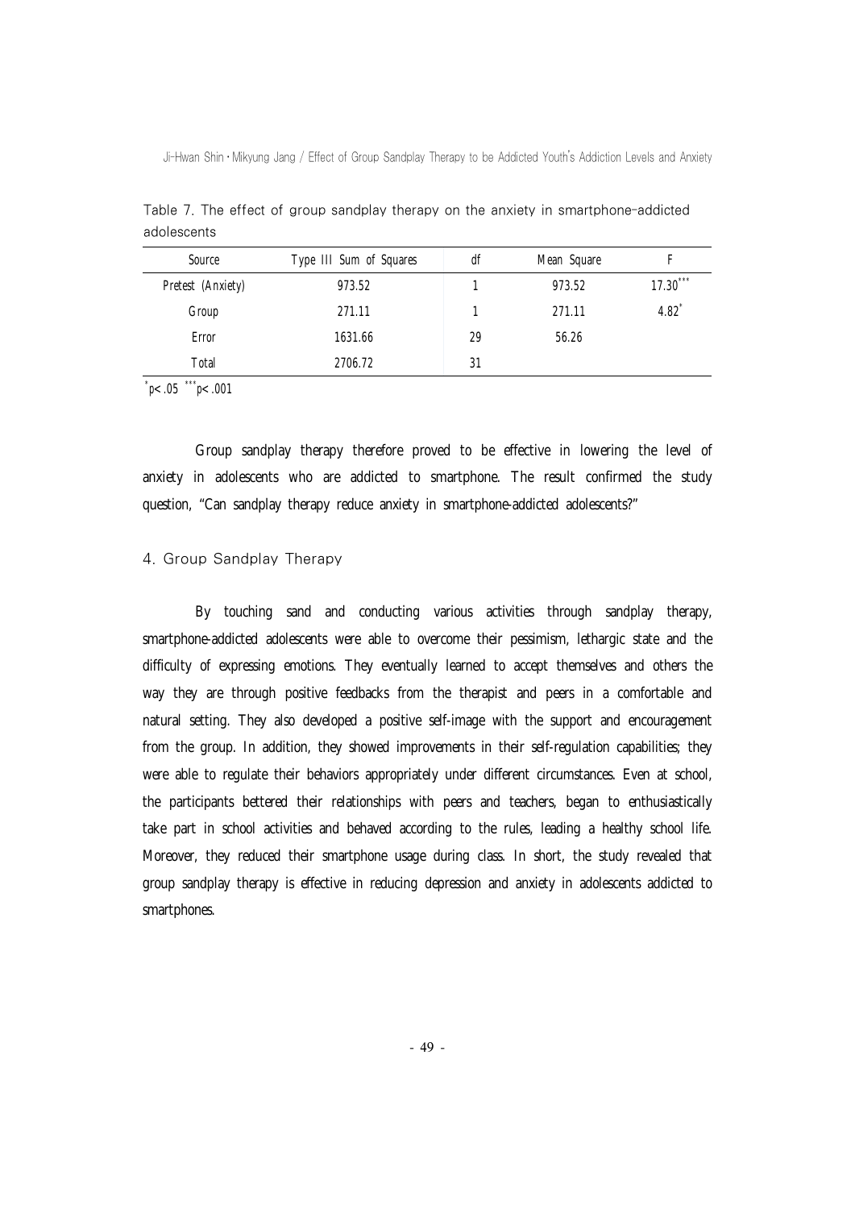Table 7. The effect of group sandplay therapy on the anxiety in smartphone-addicted adolescents

| Source | Type III Sum of Squares | df | Mean Square | F |
|---|---|---|---|---|
| Pretest (Anxiety) | 973.52 | 1 | 973.52 | 17.30*** |
| Group | 271.11 | 1 | 271.11 | 4.82* |
| Error | 1631.66 | 29 | 56.26 | |
| Total | 2706.72 | 31 | | |

*$p < .05$ ***$p < .001$

Group sandplay therapy therefore proved to be effective in lowering the level of anxiety in adolescents who are addicted to smartphone. The result confirmed the study question, "Can sandplay therapy reduce anxiety in smartphone-addicted adolescents?"

### 4. Group Sandplay Therapy

By touching sand and conducting various activities through sandplay therapy, smartphone-addicted adolescents were able to overcome their pessimism, lethargic state and the difficulty of expressing emotions. They eventually learned to accept themselves and others the way they are through positive feedbacks from the therapist and peers in a comfortable and natural setting. They also developed a positive self-image with the support and encouragement from the group. In addition, they showed improvements in their self-regulation capabilities; they were able to regulate their behaviors appropriately under different circumstances. Even at school, the participants bettered their relationships with peers and teachers, began to enthusiastically take part in school activities and behaved according to the rules, leading a healthy school life. Moreover, they reduced their smartphone usage during class. In short, the study revealed that group sandplay therapy is effective in reducing depression and anxiety in adolescents addicted to smartphones.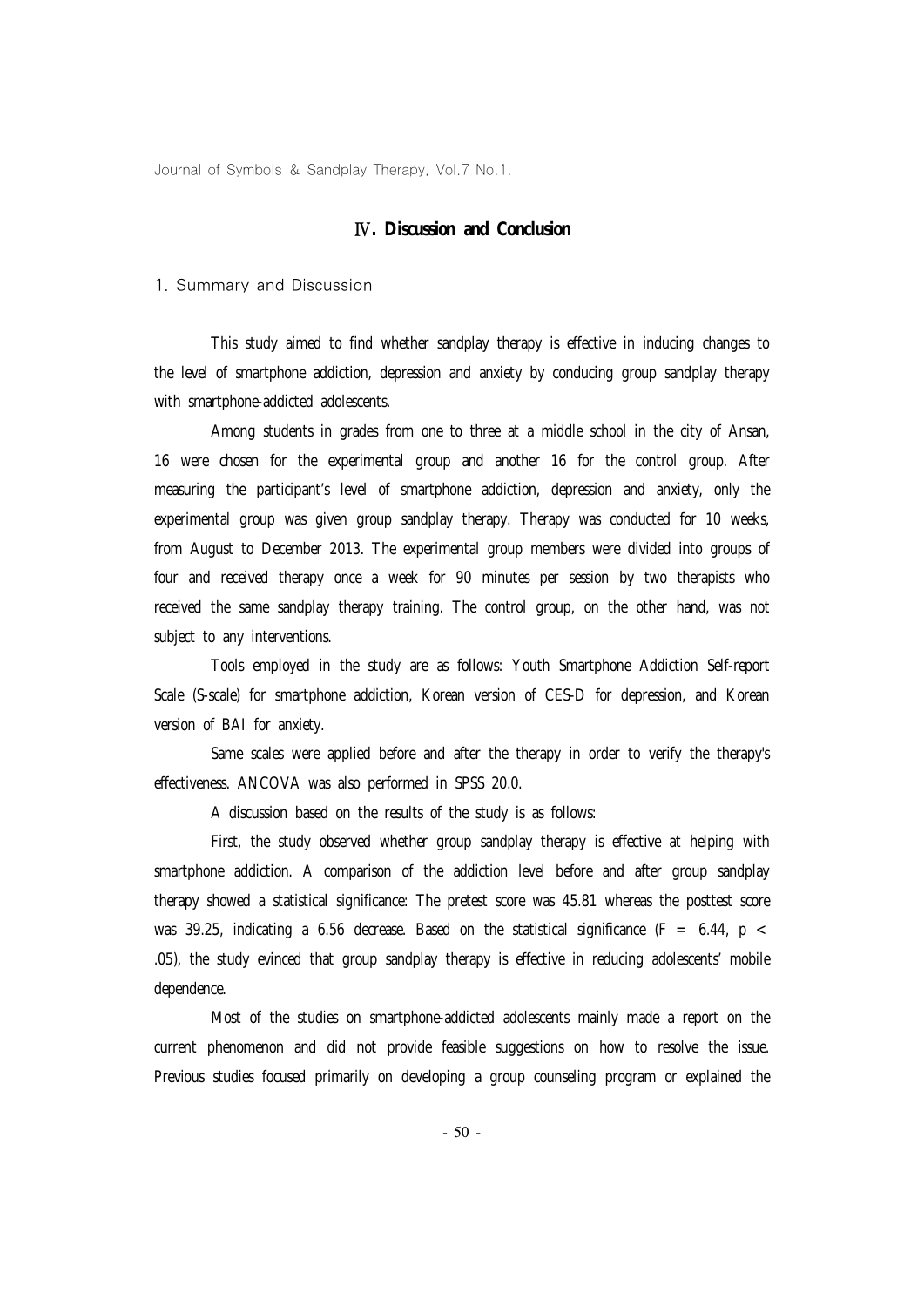# Ⅳ. Discussion and Conclusion

## 1. Summary and Discussion

This study aimed to find whether sandplay therapy is effective in inducing changes to the level of smartphone addiction, depression and anxiety by conducing group sandplay therapy with smartphone-addicted adolescents.

Among students in grades from one to three at a middle school in the city of Ansan, 16 were chosen for the experimental group and another 16 for the control group. After measuring the participant's level of smartphone addiction, depression and anxiety, only the experimental group was given group sandplay therapy. Therapy was conducted for 10 weeks, from August to December 2013. The experimental group members were divided into groups of four and received therapy once a week for 90 minutes per session by two therapists who received the same sandplay therapy training. The control group, on the other hand, was not subject to any interventions.

Tools employed in the study are as follows: Youth Smartphone Addiction Self-report Scale (S-scale) for smartphone addiction, Korean version of CES-D for depression, and Korean version of BAI for anxiety.

Same scales were applied before and after the therapy in order to verify the therapy's effectiveness. ANCOVA was also performed in SPSS 20.0.

A discussion based on the results of the study is as follows:

First, the study observed whether group sandplay therapy is effective at helping with smartphone addiction. A comparison of the addiction level before and after group sandplay therapy showed a statistical significance: The pretest score was 45.81 whereas the posttest score was 39.25, indicating a 6.56 decrease. Based on the statistical significance ($F = 6.44$, $p < .05$), the study evinced that group sandplay therapy is effective in reducing adolescents' mobile dependence.

Most of the studies on smartphone-addicted adolescents mainly made a report on the current phenomenon and did not provide feasible suggestions on how to resolve the issue. Previous studies focused primarily on developing a group counseling program or explained the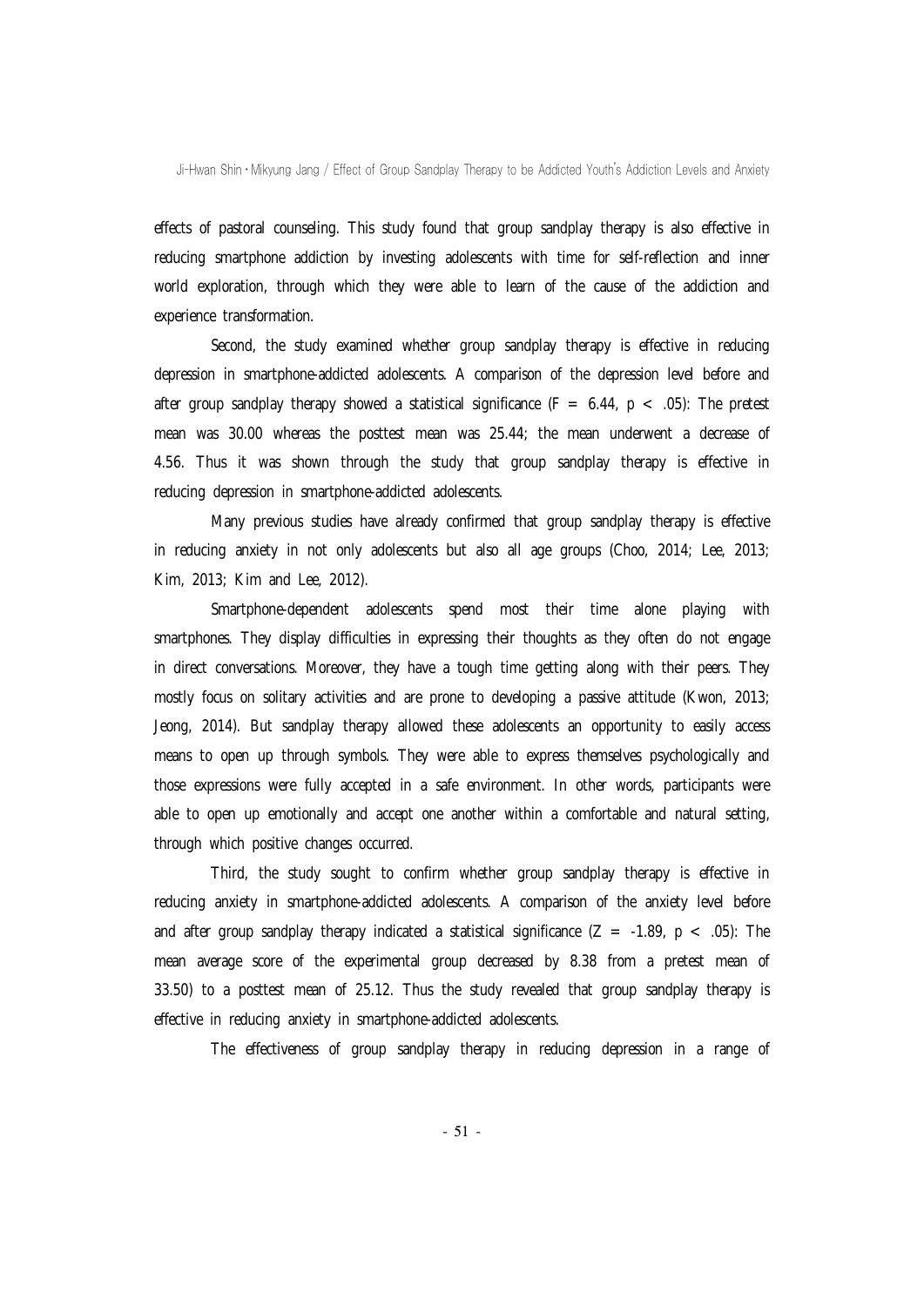effects of pastoral counseling. This study found that group sandplay therapy is also effective in reducing smartphone addiction by investing adolescents with time for self-reflection and inner world exploration, through which they were able to learn of the cause of the addiction and experience transformation.

Second, the study examined whether group sandplay therapy is effective in reducing depression in smartphone-addicted adolescents. A comparison of the depression level before and after group sandplay therapy showed a statistical significance ($F = 6.44$, $p < .05$): The pretest mean was 30.00 whereas the posttest mean was 25.44; the mean underwent a decrease of 4.56. Thus it was shown through the study that group sandplay therapy is effective in reducing depression in smartphone-addicted adolescents.

Many previous studies have already confirmed that group sandplay therapy is effective in reducing anxiety in not only adolescents but also all age groups (Choo, 2014; Lee, 2013; Kim, 2013; Kim and Lee, 2012).

Smartphone-dependent adolescents spend most their time alone playing with smartphones. They display difficulties in expressing their thoughts as they often do not engage in direct conversations. Moreover, they have a tough time getting along with their peers. They mostly focus on solitary activities and are prone to developing a passive attitude (Kwon, 2013; Jeong, 2014). But sandplay therapy allowed these adolescents an opportunity to easily access means to open up through symbols. They were able to express themselves psychologically and those expressions were fully accepted in a safe environment. In other words, participants were able to open up emotionally and accept one another within a comfortable and natural setting, through which positive changes occurred.

Third, the study sought to confirm whether group sandplay therapy is effective in reducing anxiety in smartphone-addicted adolescents. A comparison of the anxiety level before and after group sandplay therapy indicated a statistical significance ($Z = -1.89$, $p < .05$): The mean average score of the experimental group decreased by 8.38 from a pretest mean of 33.50) to a posttest mean of 25.12. Thus the study revealed that group sandplay therapy is effective in reducing anxiety in smartphone-addicted adolescents.

The effectiveness of group sandplay therapy in reducing depression in a range of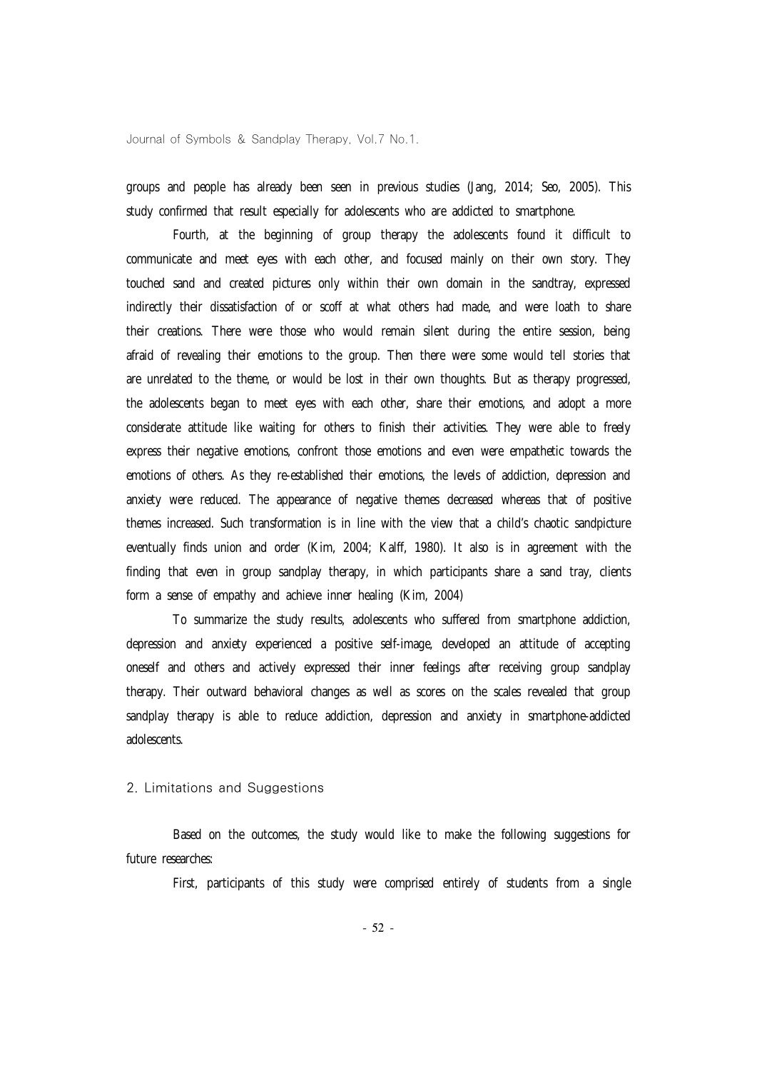groups and people has already been seen in previous studies (Jang, 2014; Seo, 2005). This study confirmed that result especially for adolescents who are addicted to smartphone.

Fourth, at the beginning of group therapy the adolescents found it difficult to communicate and meet eyes with each other, and focused mainly on their own story. They touched sand and created pictures only within their own domain in the sandtray, expressed indirectly their dissatisfaction of or scoff at what others had made, and were loath to share their creations. There were those who would remain silent during the entire session, being afraid of revealing their emotions to the group. Then there were some would tell stories that are unrelated to the theme, or would be lost in their own thoughts. But as therapy progressed, the adolescents began to meet eyes with each other, share their emotions, and adopt a more considerate attitude like waiting for others to finish their activities. They were able to freely express their negative emotions, confront those emotions and even were empathetic towards the emotions of others. As they re-established their emotions, the levels of addiction, depression and anxiety were reduced. The appearance of negative themes decreased whereas that of positive themes increased. Such transformation is in line with the view that a child's chaotic sandpicture eventually finds union and order (Kim, 2004; Kalff, 1980). It also is in agreement with the finding that even in group sandplay therapy, in which participants share a sand tray, clients form a sense of empathy and achieve inner healing (Kim, 2004)

To summarize the study results, adolescents who suffered from smartphone addiction, depression and anxiety experienced a positive self-image, developed an attitude of accepting oneself and others and actively expressed their inner feelings after receiving group sandplay therapy. Their outward behavioral changes as well as scores on the scales revealed that group sandplay therapy is able to reduce addiction, depression and anxiety in smartphone-addicted adolescents.

## 2. Limitations and Suggestions

Based on the outcomes, the study would like to make the following suggestions for future researches:

First, participants of this study were comprised entirely of students from a single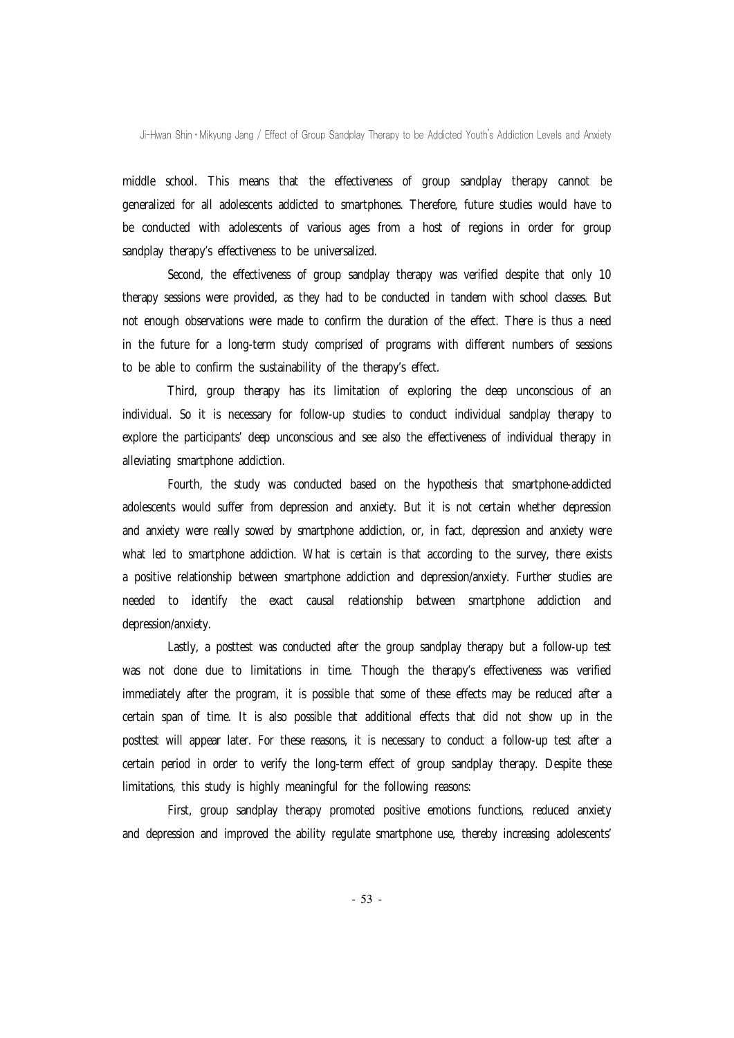middle school. This means that the effectiveness of group sandplay therapy cannot be generalized for all adolescents addicted to smartphones. Therefore, future studies would have to be conducted with adolescents of various ages from a host of regions in order for group sandplay therapy's effectiveness to be universalized.

Second, the effectiveness of group sandplay therapy was verified despite that only 10 therapy sessions were provided, as they had to be conducted in tandem with school classes. But not enough observations were made to confirm the duration of the effect. There is thus a need in the future for a long-term study comprised of programs with different numbers of sessions to be able to confirm the sustainability of the therapy's effect.

Third, group therapy has its limitation of exploring the deep unconscious of an individual. So it is necessary for follow-up studies to conduct individual sandplay therapy to explore the participants' deep unconscious and see also the effectiveness of individual therapy in alleviating smartphone addiction.

Fourth, the study was conducted based on the hypothesis that smartphone-addicted adolescents would suffer from depression and anxiety. But it is not certain whether depression and anxiety were really sowed by smartphone addiction, or, in fact, depression and anxiety were what led to smartphone addiction. What is certain is that according to the survey, there exists a positive relationship between smartphone addiction and depression/anxiety. Further studies are needed to identify the exact causal relationship between smartphone addiction and depression/anxiety.

Lastly, a posttest was conducted after the group sandplay therapy but a follow-up test was not done due to limitations in time. Though the therapy's effectiveness was verified immediately after the program, it is possible that some of these effects may be reduced after a certain span of time. It is also possible that additional effects that did not show up in the posttest will appear later. For these reasons, it is necessary to conduct a follow-up test after a certain period in order to verify the long-term effect of group sandplay therapy. Despite these limitations, this study is highly meaningful for the following reasons:

First, group sandplay therapy promoted positive emotions functions, reduced anxiety and depression and improved the ability regulate smartphone use, thereby increasing adolescents'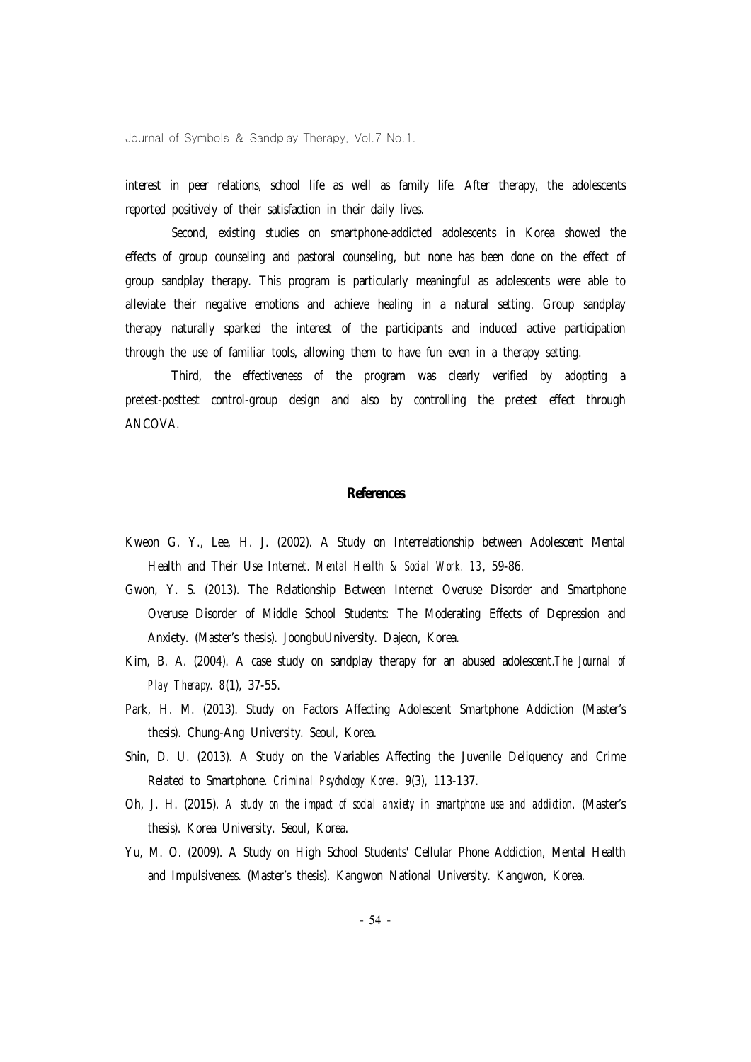interest in peer relations, school life as well as family life. After therapy, the adolescents reported positively of their satisfaction in their daily lives.

Second, existing studies on smartphone-addicted adolescents in Korea showed the effects of group counseling and pastoral counseling, but none has been done on the effect of group sandplay therapy. This program is particularly meaningful as adolescents were able to alleviate their negative emotions and achieve healing in a natural setting. Group sandplay therapy naturally sparked the interest of the participants and induced active participation through the use of familiar tools, allowing them to have fun even in a therapy setting.

Third, the effectiveness of the program was clearly verified by adopting a pretest-posttest control-group design and also by controlling the pretest effect through ANCOVA.

## References

Kweon G. Y., Lee, H. J. (2002). A Study on Interrelationship between Adolescent Mental Health and Their Use Internet. *Mental Health & Social Work. 13*, 59-86.

Gwon, Y. S. (2013). The Relationship Between Internet Overuse Disorder and Smartphone Overuse Disorder of Middle School Students: The Moderating Effects of Depression and Anxiety. (Master's thesis). JoongbuUniversity. Dajeon, Korea.

Kim, B. A. (2004). A case study on sandplay therapy for an abused adolescent.*The Journal of Play Therapy. 8*(1), 37-55.

Park, H. M. (2013). Study on Factors Affecting Adolescent Smartphone Addiction (Master's thesis). Chung-Ang University. Seoul, Korea.

Shin, D. U. (2013). A Study on the Variables Affecting the Juvenile Deliquency and Crime Related to Smartphone. *Criminal Psychology Korea.* 9(3), 113-137.

Oh, J. H. (2015). *A study on the impact of social anxiety in smartphone use and addiction.* (Master's thesis). Korea University. Seoul, Korea.

Yu, M. O. (2009). A Study on High School Students' Cellular Phone Addiction, Mental Health and Impulsiveness. (Master's thesis). Kangwon National University. Kangwon, Korea.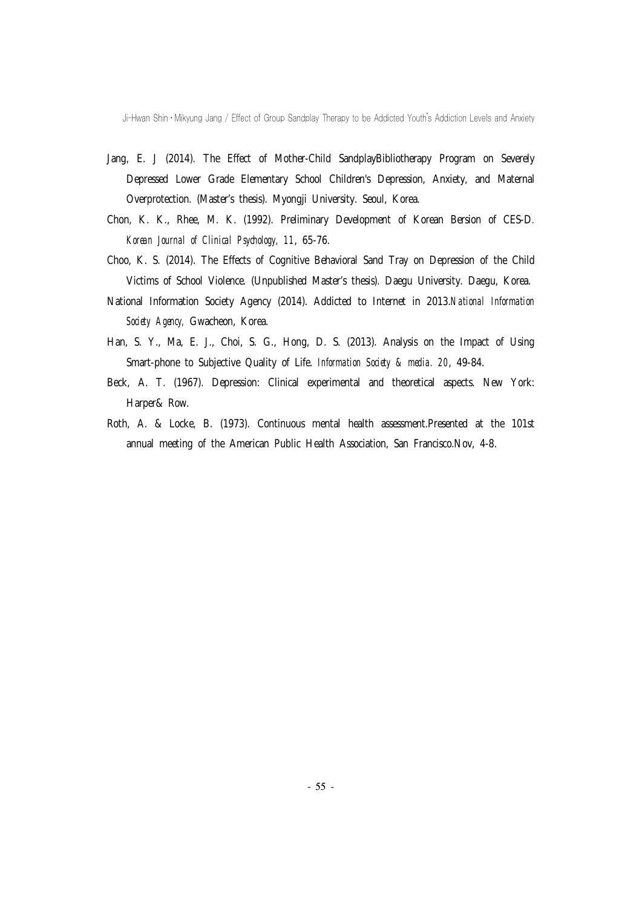Jang, E. J (2014). The Effect of Mother-Child SandplayBibliotherapy Program on Severely Depressed Lower Grade Elementary School Children's Depression, Anxiety, and Maternal Overprotection. (Master's thesis). Myongji University. Seoul, Korea.

Chon, K. K., Rhee, M. K. (1992). Preliminary Development of Korean Bersion of CES-D. *Korean Journal of Clinical Psychology, 11*, 65-76.

Choo, K. S. (2014). The Effects of Cognitive Behavioral Sand Tray on Depression of the Child Victims of School Violence. (Unpublished Master's thesis). Daegu University. Daegu, Korea.

National Information Society Agency (2014). Addicted to Internet in 2013.*National Information Society Agency,* Gwacheon, Korea.

Han, S. Y., Ma, E. J., Choi, S. G., Hong, D. S. (2013). Analysis on the Impact of Using Smart-phone to Subjective Quality of Life. *Information Society & media. 20*, 49-84.

Beck, A. T. (1967). Depression: Clinical experimental and theoretical aspects. New York: Harper& Row.

Roth, A. & Locke, B. (1973). Continuous mental health assessment.Presented at the 101st annual meeting of the American Public Health Association, San Francisco.Nov, 4-8.